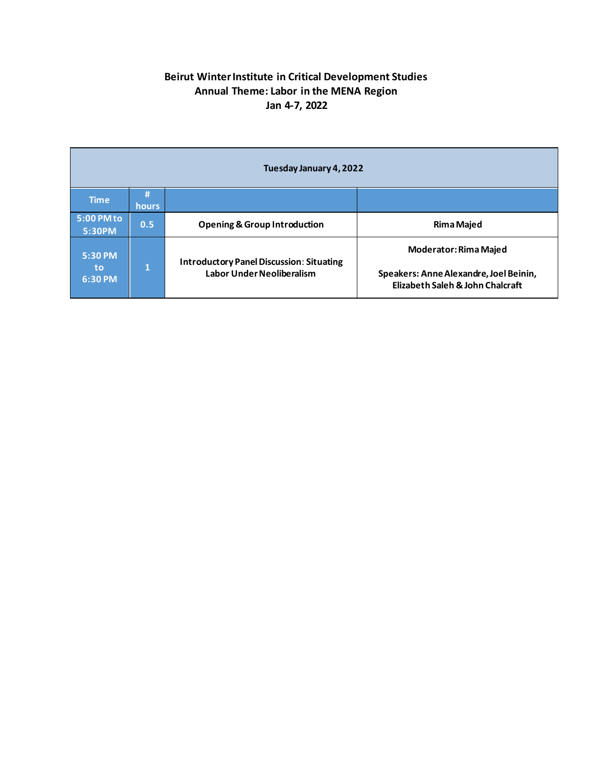**Beirut Winter Institute in Critical Development Studies**
**Annual Theme: Labor in the MENA Region**
**Jan 4-7, 2022**

| Tuesday January 4, 2022 | | | |
|---|---|---|---|
| Time | # hours | | |
| 5:00 PM to 5:30PM | 0.5 | Opening & Group Introduction | Rima Majed |
| 5:30 PM to 6:30 PM | 1 | Introductory Panel Discussion: Situating Labor Under Neoliberalism | Moderator: Rima Majed<br><br>Speakers: Anne Alexandre, Joel Beinin, Elizabeth Saleh & John Chalcraft |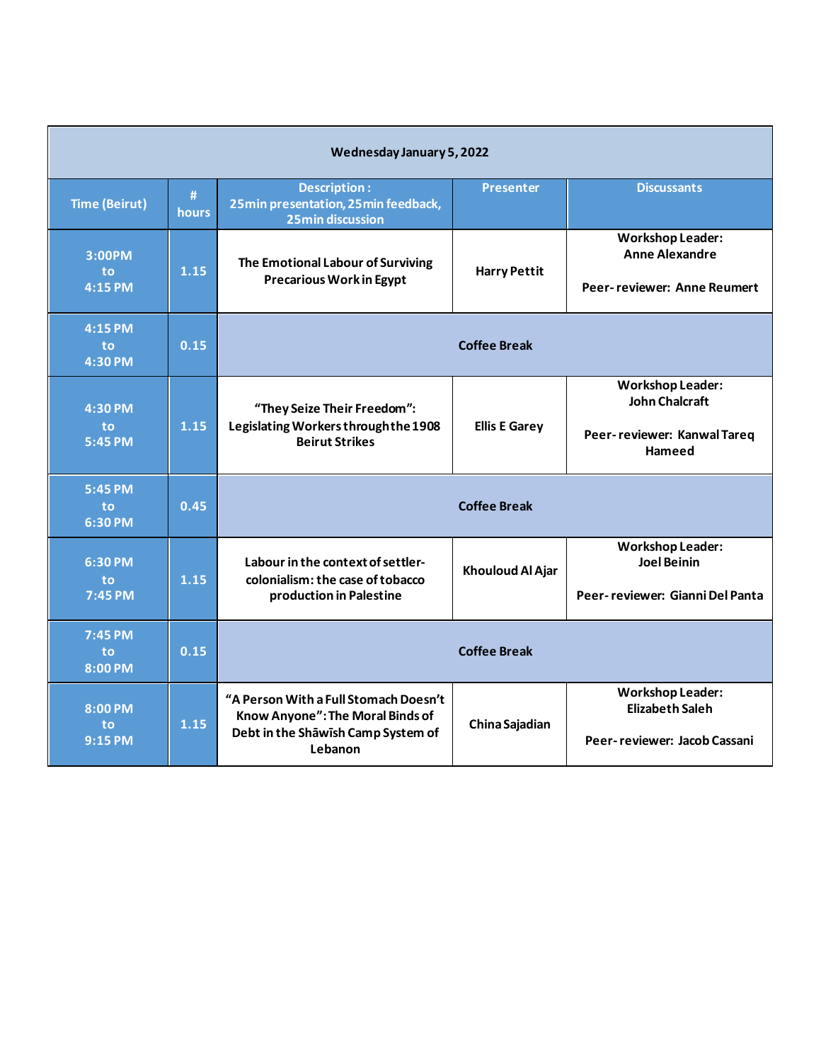| Wednesday January 5, 2022 | | | | |
|---|---|---|---|---|
| **Time (Beirut)** | **# hours** | **Description : 25min presentation, 25min feedback, 25min discussion** | **Presenter** | **Discussants** |
| 3:00PM to 4:15 PM | 1.15 | The Emotional Labour of Surviving Precarious Work in Egypt | Harry Pettit | Workshop Leader: Anne Alexandre<br><br>Peer- reviewer: Anne Reumert |
| 4:15 PM to 4:30 PM | 0.15 | Coffee Break | | |
| 4:30 PM to 5:45 PM | 1.15 | "They Seize Their Freedom": Legislating Workers through the 1908 Beirut Strikes | Ellis E Garey | Workshop Leader: John Chalcraft<br><br>Peer- reviewer: Kanwal Tareq Hameed |
| 5:45 PM to 6:30 PM | 0.45 | Coffee Break | | |
| 6:30 PM to 7:45 PM | 1.15 | Labour in the context of settler-colonialism: the case of tobacco production in Palestine | Khouloud Al Ajar | Workshop Leader: Joel Beinin<br><br>Peer- reviewer: Gianni Del Panta |
| 7:45 PM to 8:00 PM | 0.15 | Coffee Break | | |
| 8:00 PM to 9:15 PM | 1.15 | "A Person With a Full Stomach Doesn't Know Anyone": The Moral Binds of Debt in the Shāwīsh Camp System of Lebanon | China Sajadian | Workshop Leader: Elizabeth Saleh<br><br>Peer- reviewer: Jacob Cassani |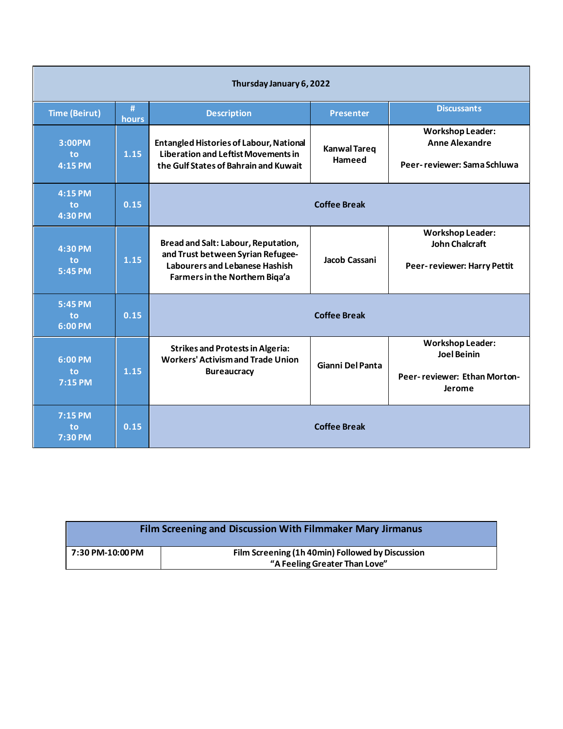| Thursday January 6, 2022 | | | | |
|---|---|---|---|---|
| **Time (Beirut)** | **# hours** | **Description** | **Presenter** | **Discussants** |
| 3:00PM to 4:15 PM | 1.15 | Entangled Histories of Labour, National Liberation and Leftist Movements in the Gulf States of Bahrain and Kuwait | Kanwal Tareq Hameed | Workshop Leader: Anne Alexandre<br><br>Peer- reviewer: Sama Schluwa |
| 4:15 PM to 4:30 PM | 0.15 | Coffee Break | | |
| 4:30 PM to 5:45 PM | 1.15 | Bread and Salt: Labour, Reputation, and Trust between Syrian Refugee-Labourers and Lebanese Hashish Farmers in the Northern Biqa'a | Jacob Cassani | Workshop Leader: John Chalcraft<br><br>Peer- reviewer: Harry Pettit |
| 5:45 PM to 6:00 PM | 0.15 | Coffee Break | | |
| 6:00 PM to 7:15 PM | 1.15 | Strikes and Protests in Algeria: Workers' Activism and Trade Union Bureaucracy | Gianni Del Panta | Workshop Leader: Joel Beinin<br><br>Peer- reviewer: Ethan Morton-Jerome |
| 7:15 PM to 7:30 PM | 0.15 | Coffee Break | | |

| Film Screening and Discussion With Filmmaker Mary Jirmanus | |
|---|---|
| 7:30 PM-10:00 PM | Film Screening (1h 40min) Followed by Discussion<br>"A Feeling Greater Than Love" |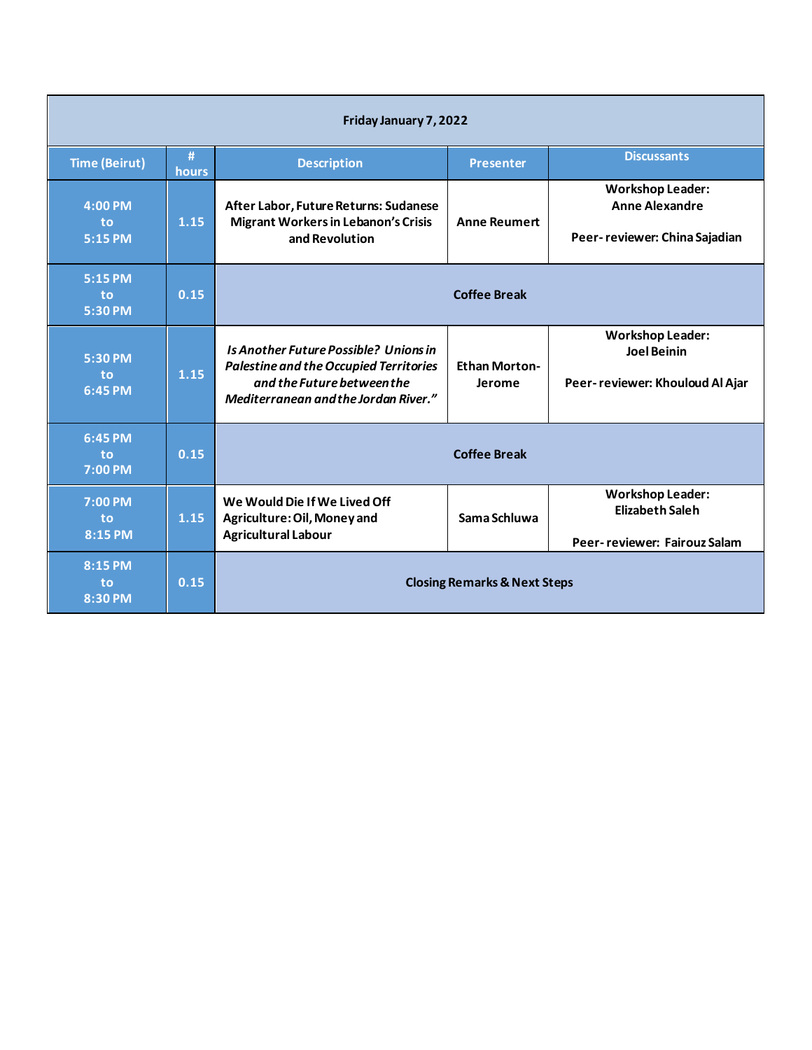| Friday January 7, 2022 | | | | |
| --- | --- | --- | --- | --- |
| **Time (Beirut)** | **# hours** | **Description** | **Presenter** | **Discussants** |
| 4:00 PM to 5:15 PM | 1.15 | **After Labor, Future Returns: Sudanese Migrant Workers in Lebanon's Crisis and Revolution** | **Anne Reumert** | **Workshop Leader: Anne Alexandre**<br><br>**Peer-reviewer: China Sajadian** |
| 5:15 PM to 5:30 PM | 0.15 | **Coffee Break** | | |
| 5:30 PM to 6:45 PM | 1.15 | ***Is Another Future Possible? Unions in Palestine and the Occupied Territories and the Future between the Mediterranean and the Jordan River."*** | **Ethan Morton-Jerome** | **Workshop Leader: Joel Beinin**<br><br>**Peer-reviewer: Khouloud Al Ajar** |
| 6:45 PM to 7:00 PM | 0.15 | **Coffee Break** | | |
| 7:00 PM to 8:15 PM | 1.15 | **We Would Die If We Lived Off Agriculture: Oil, Money and Agricultural Labour** | **Sama Schluwa** | **Workshop Leader: Elizabeth Saleh**<br><br>**Peer-reviewer: Fairouz Salam** |
| 8:15 PM to 8:30 PM | 0.15 | **Closing Remarks & Next Steps** | | |